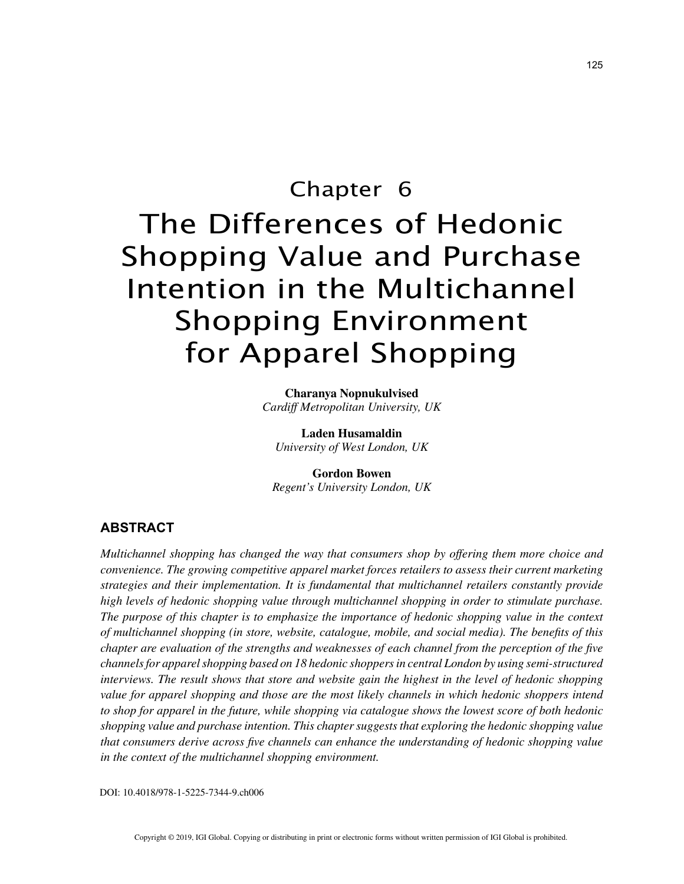# Chapter 6

# The Differences of Hedonic Shopping Value and Purchase Intention in the Multichannel Shopping Environment for Apparel Shopping

**Charanya Nopnukulvised**
*Cardiff Metropolitan University, UK*

**Laden Husamaldin**
*University of West London, UK*

**Gordon Bowen**
*Regent's University London, UK*

## ABSTRACT

*Multichannel shopping has changed the way that consumers shop by offering them more choice and convenience. The growing competitive apparel market forces retailers to assess their current marketing strategies and their implementation. It is fundamental that multichannel retailers constantly provide high levels of hedonic shopping value through multichannel shopping in order to stimulate purchase. The purpose of this chapter is to emphasize the importance of hedonic shopping value in the context of multichannel shopping (in store, website, catalogue, mobile, and social media). The benefits of this chapter are evaluation of the strengths and weaknesses of each channel from the perception of the five channels for apparel shopping based on 18 hedonic shoppers in central London by using semi-structured interviews. The result shows that store and website gain the highest in the level of hedonic shopping value for apparel shopping and those are the most likely channels in which hedonic shoppers intend to shop for apparel in the future, while shopping via catalogue shows the lowest score of both hedonic shopping value and purchase intention. This chapter suggests that exploring the hedonic shopping value that consumers derive across five channels can enhance the understanding of hedonic shopping value in the context of the multichannel shopping environment.*

DOI: 10.4018/978-1-5225-7344-9.ch006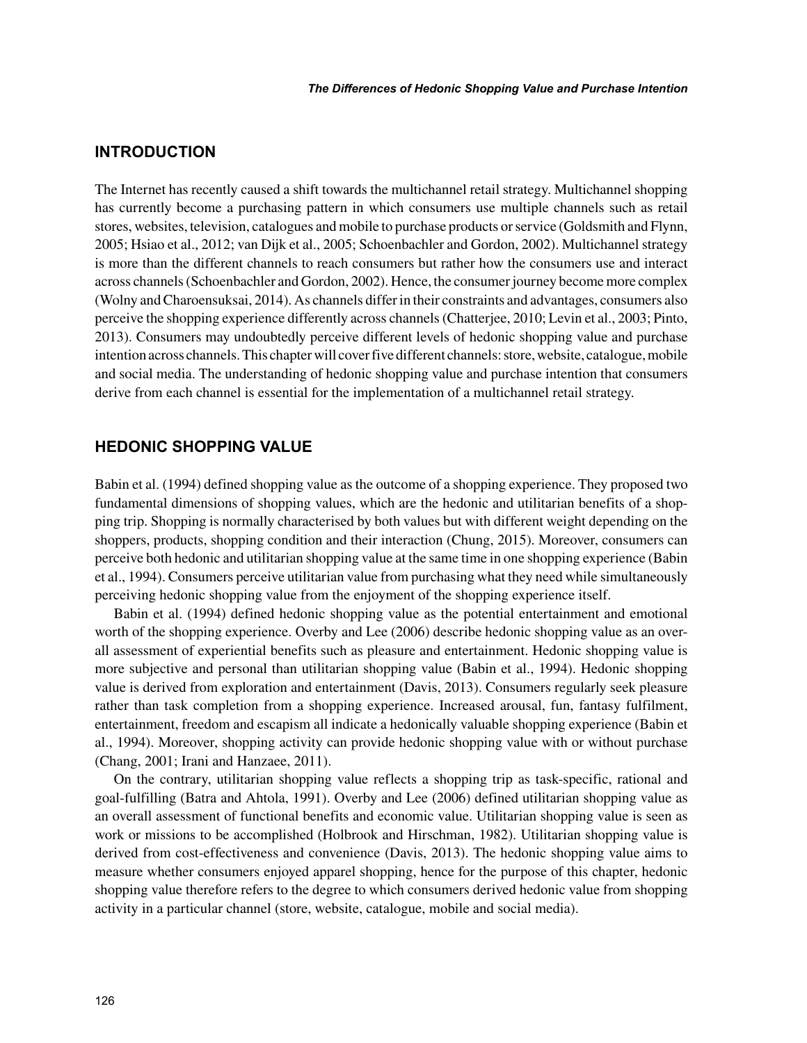## INTRODUCTION

The Internet has recently caused a shift towards the multichannel retail strategy. Multichannel shopping has currently become a purchasing pattern in which consumers use multiple channels such as retail stores, websites, television, catalogues and mobile to purchase products or service (Goldsmith and Flynn, 2005; Hsiao et al., 2012; van Dijk et al., 2005; Schoenbachler and Gordon, 2002). Multichannel strategy is more than the different channels to reach consumers but rather how the consumers use and interact across channels (Schoenbachler and Gordon, 2002). Hence, the consumer journey become more complex (Wolny and Charoensuksai, 2014). As channels differ in their constraints and advantages, consumers also perceive the shopping experience differently across channels (Chatterjee, 2010; Levin et al., 2003; Pinto, 2013). Consumers may undoubtedly perceive different levels of hedonic shopping value and purchase intention across channels. This chapter will cover five different channels: store, website, catalogue, mobile and social media. The understanding of hedonic shopping value and purchase intention that consumers derive from each channel is essential for the implementation of a multichannel retail strategy.

## HEDONIC SHOPPING VALUE

Babin et al. (1994) defined shopping value as the outcome of a shopping experience. They proposed two fundamental dimensions of shopping values, which are the hedonic and utilitarian benefits of a shopping trip. Shopping is normally characterised by both values but with different weight depending on the shoppers, products, shopping condition and their interaction (Chung, 2015). Moreover, consumers can perceive both hedonic and utilitarian shopping value at the same time in one shopping experience (Babin et al., 1994). Consumers perceive utilitarian value from purchasing what they need while simultaneously perceiving hedonic shopping value from the enjoyment of the shopping experience itself.

Babin et al. (1994) defined hedonic shopping value as the potential entertainment and emotional worth of the shopping experience. Overby and Lee (2006) describe hedonic shopping value as an overall assessment of experiential benefits such as pleasure and entertainment. Hedonic shopping value is more subjective and personal than utilitarian shopping value (Babin et al., 1994). Hedonic shopping value is derived from exploration and entertainment (Davis, 2013). Consumers regularly seek pleasure rather than task completion from a shopping experience. Increased arousal, fun, fantasy fulfilment, entertainment, freedom and escapism all indicate a hedonically valuable shopping experience (Babin et al., 1994). Moreover, shopping activity can provide hedonic shopping value with or without purchase (Chang, 2001; Irani and Hanzaee, 2011).

On the contrary, utilitarian shopping value reflects a shopping trip as task-specific, rational and goal-fulfilling (Batra and Ahtola, 1991). Overby and Lee (2006) defined utilitarian shopping value as an overall assessment of functional benefits and economic value. Utilitarian shopping value is seen as work or missions to be accomplished (Holbrook and Hirschman, 1982). Utilitarian shopping value is derived from cost-effectiveness and convenience (Davis, 2013). The hedonic shopping value aims to measure whether consumers enjoyed apparel shopping, hence for the purpose of this chapter, hedonic shopping value therefore refers to the degree to which consumers derived hedonic value from shopping activity in a particular channel (store, website, catalogue, mobile and social media).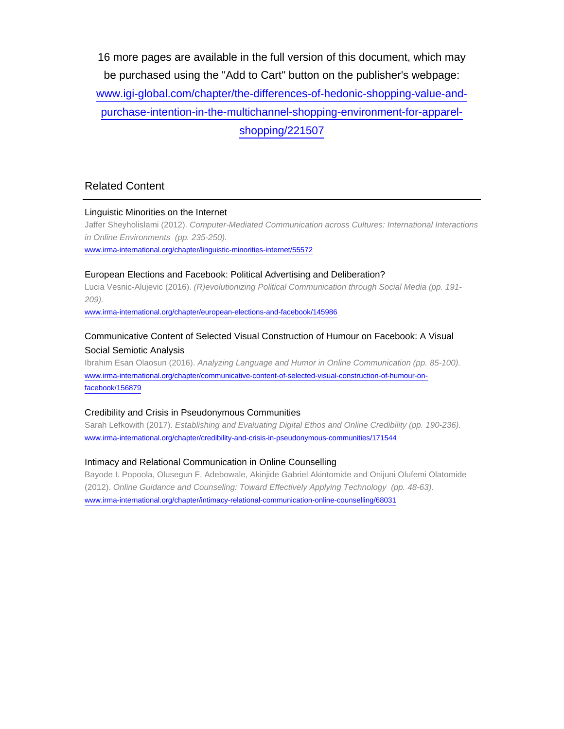16 more pages are available in the full version of this document, which may be purchased using the "Add to Cart" button on the publisher's webpage: www.igi-global.com/chapter/the-differences-of-hedonic-shopping-value-and-purchase-intention-in-the-multichannel-shopping-environment-for-apparel-shopping/221507

## Related Content

**Linguistic Minorities on the Internet**
Jaffer Sheyholislami (2012). *Computer-Mediated Communication across Cultures: International Interactions in Online Environments (pp. 235-250).*
www.irma-international.org/chapter/linguistic-minorities-internet/55572

**European Elections and Facebook: Political Advertising and Deliberation?**
Lucia Vesnic-Alujevic (2016). *(R)evolutionizing Political Communication through Social Media (pp. 191-209).*
www.irma-international.org/chapter/european-elections-and-facebook/145986

**Communicative Content of Selected Visual Construction of Humour on Facebook: A Visual Social Semiotic Analysis**
Ibrahim Esan Olaosun (2016). *Analyzing Language and Humor in Online Communication (pp. 85-100).*
www.irma-international.org/chapter/communicative-content-of-selected-visual-construction-of-humour-on-facebook/156879

**Credibility and Crisis in Pseudonymous Communities**
Sarah Lefkowith (2017). *Establishing and Evaluating Digital Ethos and Online Credibility (pp. 190-236).*
www.irma-international.org/chapter/credibility-and-crisis-in-pseudonymous-communities/171544

**Intimacy and Relational Communication in Online Counselling**
Bayode I. Popoola, Olusegun F. Adebowale, Akinjide Gabriel Akintomide and Onijuni Olufemi Olatomide (2012). *Online Guidance and Counseling: Toward Effectively Applying Technology (pp. 48-63).*
www.irma-international.org/chapter/intimacy-relational-communication-online-counselling/68031